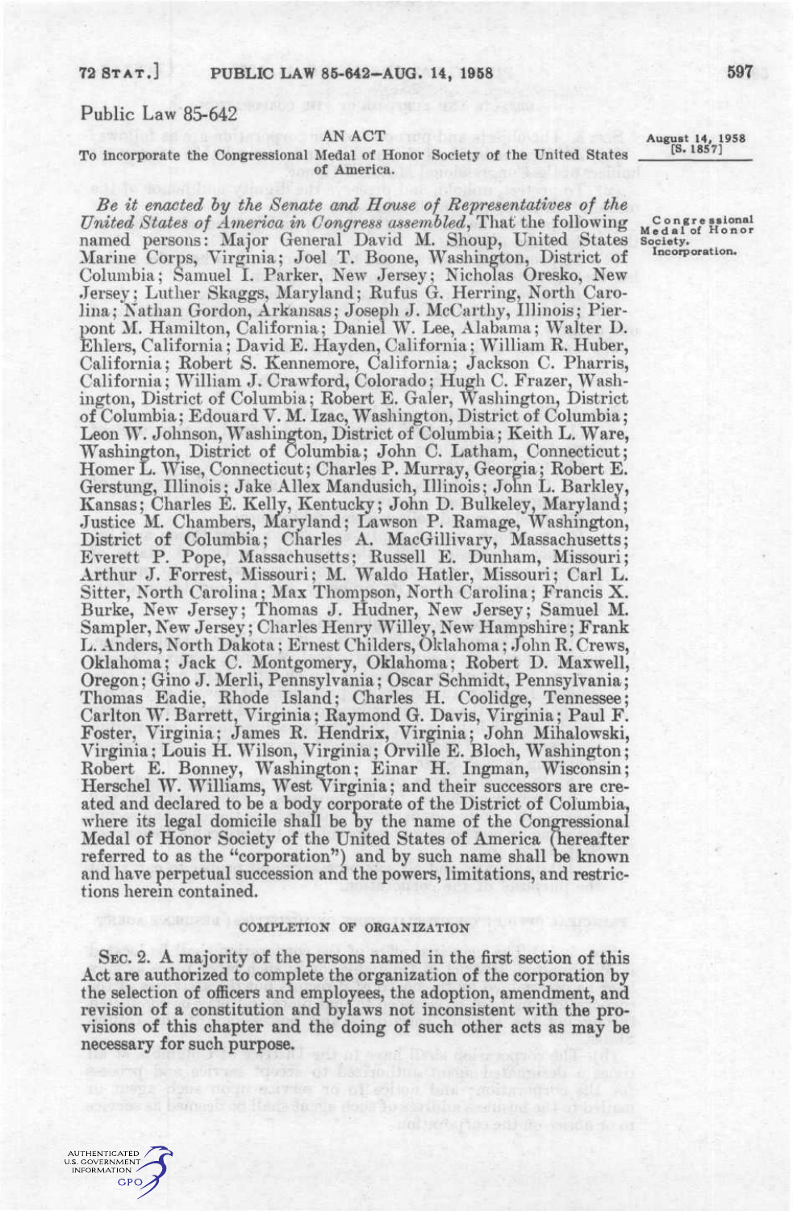# Public Law 85-642

AN ACT

To incorporate the Congressional Medal of Honor Society of the United States of America.

August 14, 1958
[S. 1857]

Congressional Medal of Honor Society. Incorporation.

*Be it enacted by the Senate and House of Representatives of the United States of America in Congress assembled*, That the following named persons: Major General David M. Shoup, United States Marine Corps, Virginia; Joel T. Boone, Washington, District of Columbia; Samuel I. Parker, New Jersey; Nicholas Oresko, New Jersey; Luther Skaggs, Maryland; Rufus G. Herring, North Carolina; Nathan Gordon, Arkansas; Joseph J. McCarthy, Illinois; Pierpont M. Hamilton, California; Daniel W. Lee, Alabama; Walter D. Ehlers, California; David E. Hayden, California; William R. Huber, California; Robert S. Kennemore, California; Jackson C. Pharris, California; William J. Crawford, Colorado; Hugh C. Frazer, Washington, District of Columbia; Robert E. Galer, Washington, District of Columbia; Edouard V. M. Izac, Washington, District of Columbia; Leon W. Johnson, Washington, District of Columbia; Keith L. Ware, Washington, District of Columbia; John C. Latham, Connecticut; Homer L. Wise, Connecticut; Charles P. Murray, Georgia; Robert E. Gerstung, Illinois; Jake Allex Mandusich, Illinois; John L. Barkley, Kansas; Charles E. Kelly, Kentucky; John D. Bulkeley, Maryland; Justice M. Chambers, Maryland; Lawson P. Ramage, Washington, District of Columbia; Charles A. MacGillivary, Massachusetts; Everett P. Pope, Massachusetts; Russell E. Dunham, Missouri; Arthur J. Forrest, Missouri; M. Waldo Hatler, Missouri; Carl L. Sitter, North Carolina; Max Thompson, North Carolina; Francis X. Burke, New Jersey; Thomas J. Hudner, New Jersey; Samuel M. Sampler, New Jersey; Charles Henry Willey, New Hampshire; Frank L. Anders, North Dakota; Ernest Childers, Oklahoma; John R. Crews, Oklahoma; Jack C. Montgomery, Oklahoma; Robert D. Maxwell, Oregon; Gino J. Merli, Pennsylvania; Oscar Schmidt, Pennsylvania; Thomas Eadie, Rhode Island; Charles H. Coolidge, Tennessee; Carlton W. Barrett, Virginia; Raymond G. Davis, Virginia; Paul F. Foster, Virginia; James R. Hendrix, Virginia; John Mihalowski, Virginia; Louis H. Wilson, Virginia; Orville E. Bloch, Washington; Robert E. Bonney, Washington; Einar H. Ingman, Wisconsin; Herschel W. Williams, West Virginia; and their successors are created and declared to be a body corporate of the District of Columbia, where its legal domicile shall be by the name of the Congressional Medal of Honor Society of the United States of America (hereafter referred to as the "corporation") and by such name shall be known and have perpetual succession and the powers, limitations, and restrictions herein contained.

## COMPLETION OF ORGANIZATION

SEC. 2. A majority of the persons named in the first section of this Act are authorized to complete the organization of the corporation by the selection of officers and employees, the adoption, amendment, and revision of a constitution and bylaws not inconsistent with the provisions of this chapter and the doing of such other acts as may be necessary for such purpose.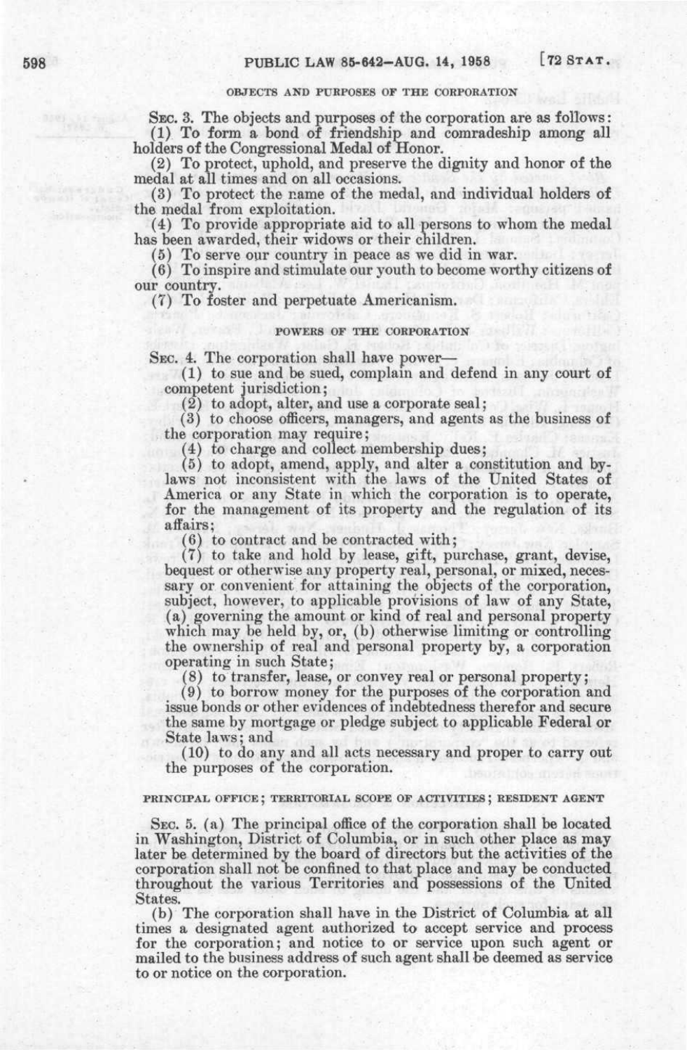## OBJECTS AND PURPOSES OF THE CORPORATION

SEC. 3. The objects and purposes of the corporation are as follows:

(1) To form a bond of friendship and comradeship among all holders of the Congressional Medal of Honor.

(2) To protect, uphold, and preserve the dignity and honor of the medal at all times and on all occasions.

(3) To protect the name of the medal, and individual holders of the medal from exploitation.

(4) To provide appropriate aid to all persons to whom the medal has been awarded, their widows or their children.

(5) To serve our country in peace as we did in war.

(6) To inspire and stimulate our youth to become worthy citizens of our country.

(7) To foster and perpetuate Americanism.

## POWERS OF THE CORPORATION

SEC. 4. The corporation shall have power—

(1) to sue and be sued, complain and defend in any court of competent jurisdiction;

(2) to adopt, alter, and use a corporate seal;

(3) to choose officers, managers, and agents as the business of the corporation may require;

(4) to charge and collect membership dues;

(5) to adopt, amend, apply, and alter a constitution and bylaws not inconsistent with the laws of the United States of America or any State in which the corporation is to operate, for the management of its property and the regulation of its affairs;

(6) to contract and be contracted with;

(7) to take and hold by lease, gift, purchase, grant, devise, bequest or otherwise any property real, personal, or mixed, necessary or convenient for attaining the objects of the corporation, subject, however, to applicable provisions of law of any State, (a) governing the amount or kind of real and personal property which may be held by, or, (b) otherwise limiting or controlling the ownership of real and personal property by, a corporation operating in such State;

(8) to transfer, lease, or convey real or personal property;

(9) to borrow money for the purposes of the corporation and issue bonds or other evidences of indebtedness therefor and secure the same by mortgage or pledge subject to applicable Federal or State laws; and

(10) to do any and all acts necessary and proper to carry out the purposes of the corporation.

## PRINCIPAL OFFICE; TERRITORIAL SCOPE OF ACTIVITIES; RESIDENT AGENT

SEC. 5. (a) The principal office of the corporation shall be located in Washington, District of Columbia, or in such other place as may later be determined by the board of directors but the activities of the corporation shall not be confined to that place and may be conducted throughout the various Territories and possessions of the United States.

(b) The corporation shall have in the District of Columbia at all times a designated agent authorized to accept service and process for the corporation; and notice to or service upon such agent or mailed to the business address of such agent shall be deemed as service to or notice on the corporation.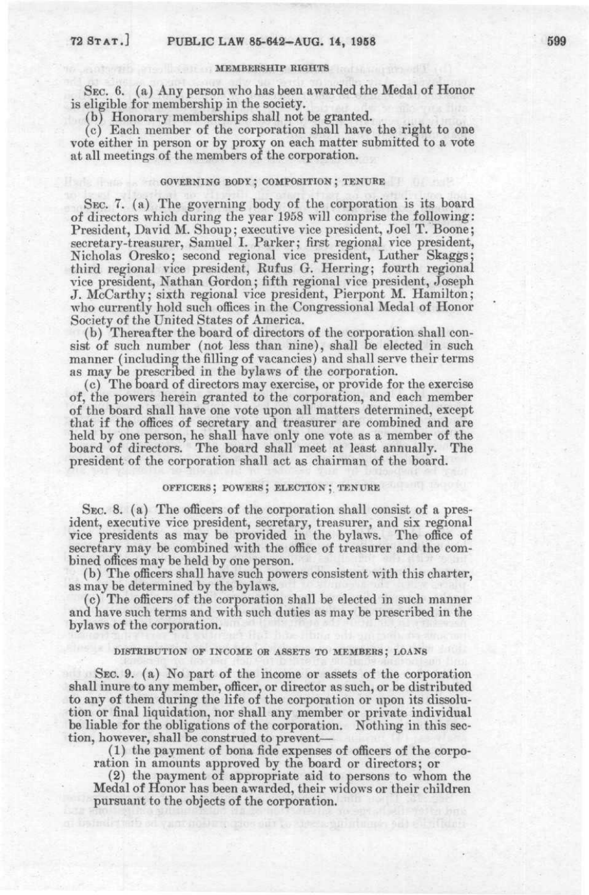#### MEMBERSHIP RIGHTS

SEC. 6. (a) Any person who has been awarded the Medal of Honor is eligible for membership in the society.

(b) Honorary memberships shall not be granted.

(c) Each member of the corporation shall have the right to one vote either in person or by proxy on each matter submitted to a vote at all meetings of the members of the corporation.

#### GOVERNING BODY; COMPOSITION; TENURE

SEC. 7. (a) The governing body of the corporation is its board of directors which during the year 1958 will comprise the following: President, David M. Shoup; executive vice president, Joel T. Boone; secretary-treasurer, Samuel I. Parker; first regional vice president, Nicholas Oresko; second regional vice president, Luther Skaggs; third regional vice president, Rufus G. Herring; fourth regional vice president, Nathan Gordon; fifth regional vice president, Joseph J. McCarthy; sixth regional vice president, Pierpont M. Hamilton; who currently hold such offices in the Congressional Medal of Honor Society of the United States of America.

(b) Thereafter the board of directors of the corporation shall consist of such number (not less than nine), shall be elected in such manner (including the filling of vacancies) and shall serve their terms as may be prescribed in the bylaws of the corporation.

(c) The board of directors may exercise, or provide for the exercise of, the powers herein granted to the corporation, and each member of the board shall have one vote upon all matters determined, except that if the offices of secretary and treasurer are combined and are held by one person, he shall have only one vote as a member of the board of directors. The board shall meet at least annually. The president of the corporation shall act as chairman of the board.

#### OFFICERS; POWERS; ELECTION; TENURE

SEC. 8. (a) The officers of the corporation shall consist of a president, executive vice president, secretary, treasurer, and six regional vice presidents as may be provided in the bylaws. The office of secretary may be combined with the office of treasurer and the combined offices may be held by one person.

(b) The officers shall have such powers consistent with this charter, as may be determined by the bylaws.

(c) The officers of the corporation shall be elected in such manner and have such terms and with such duties as may be prescribed in the bylaws of the corporation.

#### DISTRIBUTION OF INCOME OR ASSETS TO MEMBERS; LOANS

SEC. 9. (a) No part of the income or assets of the corporation shall inure to any member, officer, or director as such, or be distributed to any of them during the life of the corporation or upon its dissolution or final liquidation, nor shall any member or private individual be liable for the obligations of the corporation. Nothing in this section, however, shall be construed to prevent—

(1) the payment of bona fide expenses of officers of the corporation in amounts approved by the board or directors; or

(2) the payment of appropriate aid to persons to whom the Medal of Honor has been awarded, their widows or their children pursuant to the objects of the corporation.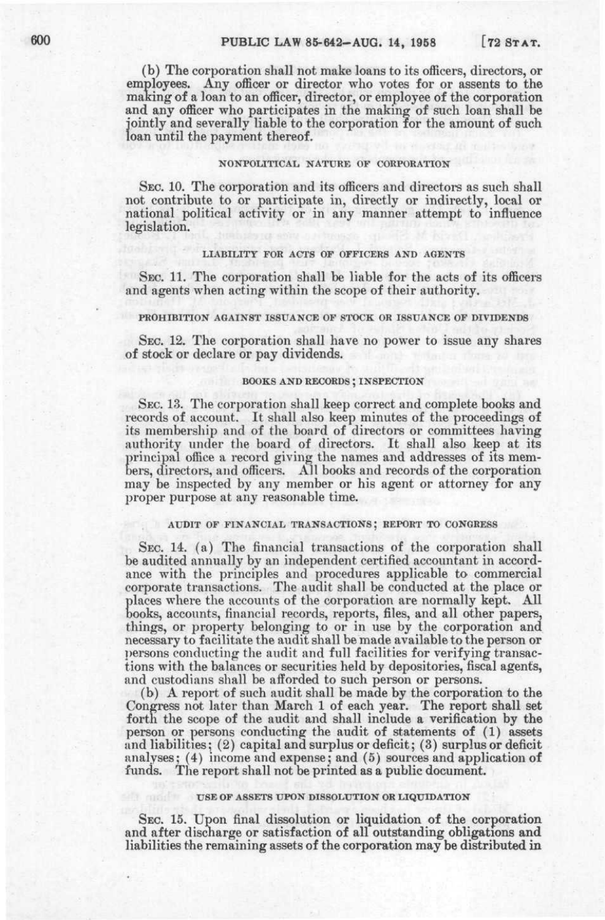(b) The corporation shall not make loans to its officers, directors, or employees. Any officer or director who votes for or assents to the making of a loan to an officer, director, or employee of the corporation and any officer who participates in the making of such loan shall be jointly and severally liable to the corporation for the amount of such loan until the payment thereof.

NONPOLITICAL NATURE OF CORPORATION

SEC. 10. The corporation and its officers and directors as such shall not contribute to or participate in, directly or indirectly, local or national political activity or in any manner attempt to influence legislation.

LIABILITY FOR ACTS OF OFFICERS AND AGENTS

SEC. 11. The corporation shall be liable for the acts of its officers and agents when acting within the scope of their authority.

PROHIBITION AGAINST ISSUANCE OF STOCK OR ISSUANCE OF DIVIDENDS

SEC. 12. The corporation shall have no power to issue any shares of stock or declare or pay dividends.

BOOKS AND RECORDS; INSPECTION

SEC. 13. The corporation shall keep correct and complete books and records of account. It shall also keep minutes of the proceedings of its membership and of the board of directors or committees having authority under the board of directors. It shall also keep at its principal office a record giving the names and addresses of its members, directors, and officers. All books and records of the corporation may be inspected by any member or his agent or attorney for any proper purpose at any reasonable time.

AUDIT OF FINANCIAL TRANSACTIONS; REPORT TO CONGRESS

SEC. 14. (a) The financial transactions of the corporation shall be audited annually by an independent certified accountant in accordance with the principles and procedures applicable to commercial corporate transactions. The audit shall be conducted at the place or places where the accounts of the corporation are normally kept. All books, accounts, financial records, reports, files, and all other papers, things, or property belonging to or in use by the corporation and necessary to facilitate the audit shall be made available to the person or persons conducting the audit and full facilities for verifying transactions with the balances or securities held by depositories, fiscal agents, and custodians shall be afforded to such person or persons.

(b) A report of such audit shall be made by the corporation to the Congress not later than March 1 of each year. The report shall set forth the scope of the audit and shall include a verification by the person or persons conducting the audit of statements of (1) assets and liabilities; (2) capital and surplus or deficit; (3) surplus or deficit analyses; (4) income and expense; and (5) sources and application of funds. The report shall not be printed as a public document.

USE OF ASSETS UPON DISSOLUTION OR LIQUIDATION

SEC. 15. Upon final dissolution or liquidation of the corporation and after discharge or satisfaction of all outstanding obligations and liabilities the remaining assets of the corporation may be distributed in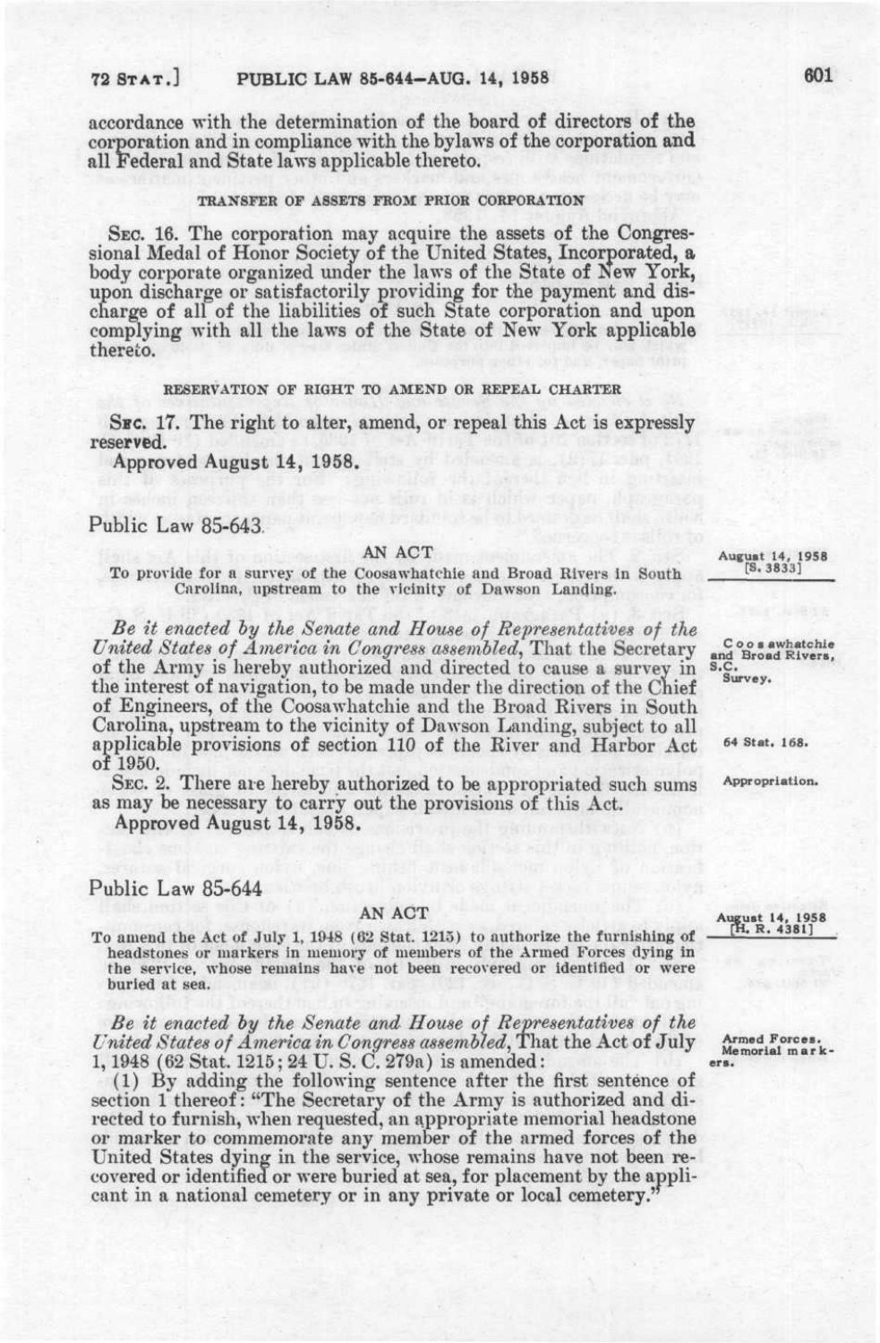accordance with the determination of the board of directors of the corporation and in compliance with the bylaws of the corporation and all Federal and State laws applicable thereto.

TRANSFER OF ASSETS FROM PRIOR CORPORATION

SEC. 16. The corporation may acquire the assets of the Congressional Medal of Honor Society of the United States, Incorporated, a body corporate organized under the laws of the State of New York, upon discharge or satisfactorily providing for the payment and discharge of all of the liabilities of such State corporation and upon complying with all the laws of the State of New York applicable thereto.

RESERVATION OF RIGHT TO AMEND OR REPEAL CHARTER

SEC. 17. The right to alter, amend, or repeal this Act is expressly reserved.

Approved August 14, 1958.

Public Law 85-643

AN ACT

To provide for a survey of the Coosawhatchie and Broad Rivers in South Carolina, upstream to the vicinity of Dawson Landing.

August 14, 1958 [S. 3833]

*Be it enacted by the Senate and House of Representatives of the United States of America in Congress assembled*, That the Secretary of the Army is hereby authorized and directed to cause a survey in the interest of navigation, to be made under the direction of the Chief of Engineers, of the Coosawhatchie and the Broad Rivers in South Carolina, upstream to the vicinity of Dawson Landing, subject to all applicable provisions of section 110 of the River and Harbor Act of 1950.

Coosawhatchie and Broad Rivers, S.C. Survey.

64 Stat. 168.

SEC. 2. There are hereby authorized to be appropriated such sums as may be necessary to carry out the provisions of this Act.

Appropriation.

Approved August 14, 1958.

Public Law 85-644

AN ACT

To amend the Act of July 1, 1948 (62 Stat. 1215) to authorize the furnishing of headstones or markers in memory of members of the Armed Forces dying in the service, whose remains have not been recovered or identified or were buried at sea.

August 14, 1958 [H. R. 4381]

*Be it enacted by the Senate and House of Representatives of the United States of America in Congress assembled*, That the Act of July 1, 1948 (62 Stat. 1215; 24 U. S. C. 279a) is amended:

Armed Forces. Memorial markers.

(1) By adding the following sentence after the first sentence of section 1 thereof: "The Secretary of the Army is authorized and directed to furnish, when requested, an appropriate memorial headstone or marker to commemorate any member of the armed forces of the United States dying in the service, whose remains have not been recovered or identified or were buried at sea, for placement by the applicant in a national cemetery or in any private or local cemetery."